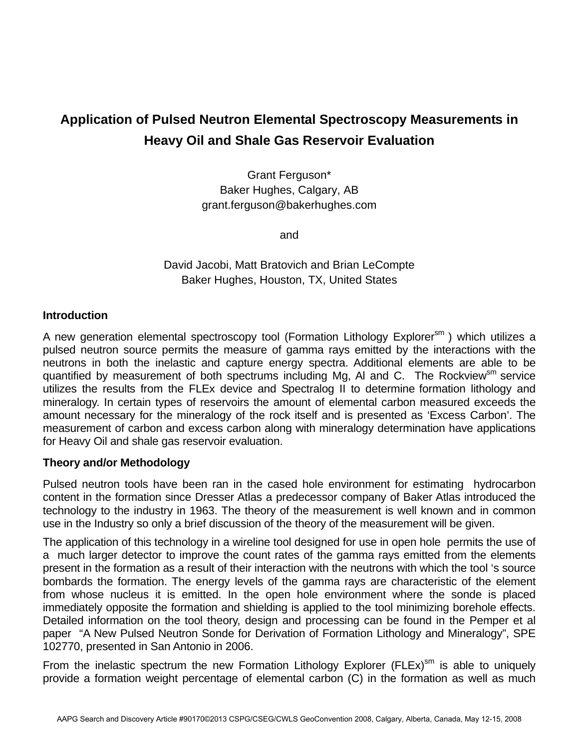# Application of Pulsed Neutron Elemental Spectroscopy Measurements in Heavy Oil and Shale Gas Reservoir Evaluation

Grant Ferguson*
Baker Hughes, Calgary, AB
grant.ferguson@bakerhughes.com

and

David Jacobi, Matt Bratovich and Brian LeCompte
Baker Hughes, Houston, TX, United States

## Introduction

A new generation elemental spectroscopy tool (Formation Lithology Explorer[sm] ) which utilizes a pulsed neutron source permits the measure of gamma rays emitted by the interactions with the neutrons in both the inelastic and capture energy spectra. Additional elements are able to be quantified by measurement of both spectrums including Mg, Al and C. The Rockview[sm] service utilizes the results from the FLEx device and Spectralog II to determine formation lithology and mineralogy. In certain types of reservoirs the amount of elemental carbon measured exceeds the amount necessary for the mineralogy of the rock itself and is presented as 'Excess Carbon'. The measurement of carbon and excess carbon along with mineralogy determination have applications for Heavy Oil and shale gas reservoir evaluation.

## Theory and/or Methodology

Pulsed neutron tools have been ran in the cased hole environment for estimating hydrocarbon content in the formation since Dresser Atlas a predecessor company of Baker Atlas introduced the technology to the industry in 1963. The theory of the measurement is well known and in common use in the Industry so only a brief discussion of the theory of the measurement will be given.

The application of this technology in a wireline tool designed for use in open hole permits the use of a much larger detector to improve the count rates of the gamma rays emitted from the elements present in the formation as a result of their interaction with the neutrons with which the tool 's source bombards the formation. The energy levels of the gamma rays are characteristic of the element from whose nucleus it is emitted. In the open hole environment where the sonde is placed immediately opposite the formation and shielding is applied to the tool minimizing borehole effects. Detailed information on the tool theory, design and processing can be found in the Pemper et al paper "A New Pulsed Neutron Sonde for Derivation of Formation Lithology and Mineralogy", SPE 102770, presented in San Antonio in 2006.

From the inelastic spectrum the new Formation Lithology Explorer (FLEx)[sm] is able to uniquely provide a formation weight percentage of elemental carbon (C) in the formation as well as much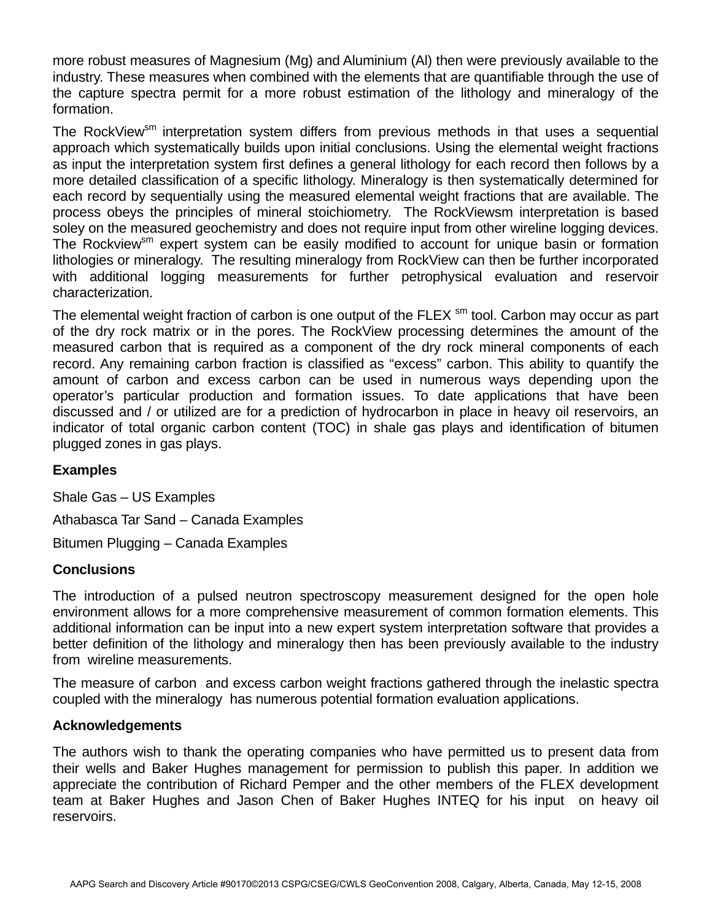more robust measures of Magnesium (Mg) and Aluminium (Al) then were previously available to the industry. These measures when combined with the elements that are quantifiable through the use of the capture spectra permit for a more robust estimation of the lithology and mineralogy of the formation.

The RockView$^{sm}$ interpretation system differs from previous methods in that uses a sequential approach which systematically builds upon initial conclusions. Using the elemental weight fractions as input the interpretation system first defines a general lithology for each record then follows by a more detailed classification of a specific lithology. Mineralogy is then systematically determined for each record by sequentially using the measured elemental weight fractions that are available. The process obeys the principles of mineral stoichiometry. The RockViewsm interpretation is based soley on the measured geochemistry and does not require input from other wireline logging devices. The Rockview$^{sm}$ expert system can be easily modified to account for unique basin or formation lithologies or mineralogy. The resulting mineralogy from RockView can then be further incorporated with additional logging measurements for further petrophysical evaluation and reservoir characterization.

The elemental weight fraction of carbon is one output of the FLEX $^{sm}$ tool. Carbon may occur as part of the dry rock matrix or in the pores. The RockView processing determines the amount of the measured carbon that is required as a component of the dry rock mineral components of each record. Any remaining carbon fraction is classified as “excess” carbon. This ability to quantify the amount of carbon and excess carbon can be used in numerous ways depending upon the operator’s particular production and formation issues. To date applications that have been discussed and / or utilized are for a prediction of hydrocarbon in place in heavy oil reservoirs, an indicator of total organic carbon content (TOC) in shale gas plays and identification of bitumen plugged zones in gas plays.

**Examples**

Shale Gas – US Examples

Athabasca Tar Sand – Canada Examples

Bitumen Plugging – Canada Examples

**Conclusions**

The introduction of a pulsed neutron spectroscopy measurement designed for the open hole environment allows for a more comprehensive measurement of common formation elements. This additional information can be input into a new expert system interpretation software that provides a better definition of the lithology and mineralogy then has been previously available to the industry from wireline measurements.

The measure of carbon and excess carbon weight fractions gathered through the inelastic spectra coupled with the mineralogy has numerous potential formation evaluation applications.

**Acknowledgements**

The authors wish to thank the operating companies who have permitted us to present data from their wells and Baker Hughes management for permission to publish this paper. In addition we appreciate the contribution of Richard Pemper and the other members of the FLEX development team at Baker Hughes and Jason Chen of Baker Hughes INTEQ for his input on heavy oil reservoirs.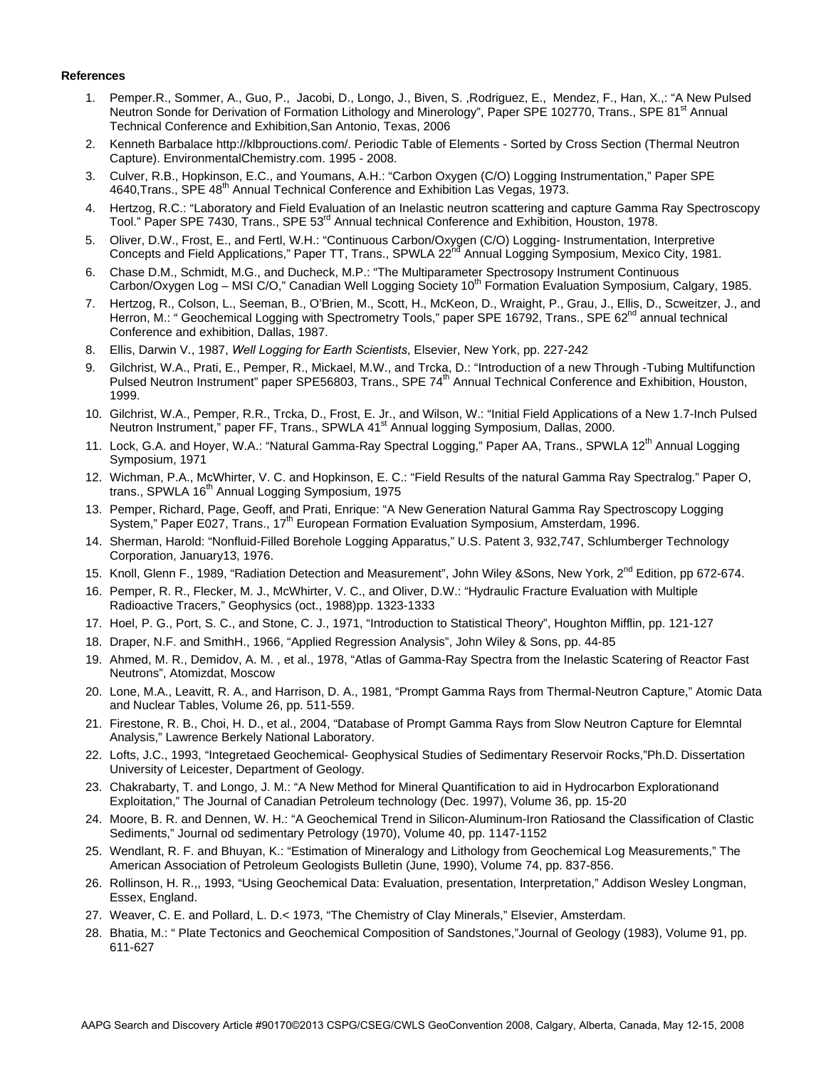**References**

1. Pemper.R., Sommer, A., Guo, P., Jacobi, D., Longo, J., Biven, S. ,Rodriguez, E., Mendez, F., Han, X.,: "A New Pulsed Neutron Sonde for Derivation of Formation Lithology and Minerology", Paper SPE 102770, Trans., SPE 81st Annual Technical Conference and Exhibition,San Antonio, Texas, 2006
2. Kenneth Barbalace http://klbprouctions.com/. Periodic Table of Elements - Sorted by Cross Section (Thermal Neutron Capture). EnvironmentalChemistry.com. 1995 - 2008.
3. Culver, R.B., Hopkinson, E.C., and Youmans, A.H.: "Carbon Oxygen (C/O) Logging Instrumentation," Paper SPE 4640,Trans., SPE 48th Annual Technical Conference and Exhibition Las Vegas, 1973.
4. Hertzog, R.C.: "Laboratory and Field Evaluation of an Inelastic neutron scattering and capture Gamma Ray Spectroscopy Tool." Paper SPE 7430, Trans., SPE 53rd Annual technical Conference and Exhibition, Houston, 1978.
5. Oliver, D.W., Frost, E., and Fertl, W.H.: "Continuous Carbon/Oxygen (C/O) Logging- Instrumentation, Interpretive Concepts and Field Applications," Paper TT, Trans., SPWLA 22nd Annual Logging Symposium, Mexico City, 1981.
6. Chase D.M., Schmidt, M.G., and Ducheck, M.P.: "The Multiparameter Spectrosopy Instrument Continuous Carbon/Oxygen Log – MSI C/O," Canadian Well Logging Society 10th Formation Evaluation Symposium, Calgary, 1985.
7. Hertzog, R., Colson, L., Seeman, B., O'Brien, M., Scott, H., McKeon, D., Wraight, P., Grau, J., Ellis, D., Scweitzer, J., and Herron, M.: " Geochemical Logging with Spectrometry Tools," paper SPE 16792, Trans., SPE 62nd annual technical Conference and exhibition, Dallas, 1987.
8. Ellis, Darwin V., 1987, *Well Logging for Earth Scientists*, Elsevier, New York, pp. 227-242
9. Gilchrist, W.A., Prati, E., Pemper, R., Mickael, M.W., and Trcka, D.: "Introduction of a new Through -Tubing Multifunction Pulsed Neutron Instrument" paper SPE56803, Trans., SPE 74th Annual Technical Conference and Exhibition, Houston, 1999.
10. Gilchrist, W.A., Pemper, R.R., Trcka, D., Frost, E. Jr., and Wilson, W.: "Initial Field Applications of a New 1.7-Inch Pulsed Neutron Instrument," paper FF, Trans., SPWLA 41st Annual logging Symposium, Dallas, 2000.
11. Lock, G.A. and Hoyer, W.A.: "Natural Gamma-Ray Spectral Logging," Paper AA, Trans., SPWLA 12th Annual Logging Symposium, 1971
12. Wichman, P.A., McWhirter, V. C. and Hopkinson, E. C.: "Field Results of the natural Gamma Ray Spectralog." Paper O, trans., SPWLA 16th Annual Logging Symposium, 1975
13. Pemper, Richard, Page, Geoff, and Prati, Enrique: "A New Generation Natural Gamma Ray Spectroscopy Logging System," Paper E027, Trans., 17th European Formation Evaluation Symposium, Amsterdam, 1996.
14. Sherman, Harold: "Nonfluid-Filled Borehole Logging Apparatus," U.S. Patent 3, 932,747, Schlumberger Technology Corporation, January13, 1976.
15. Knoll, Glenn F., 1989, "Radiation Detection and Measurement", John Wiley &Sons, New York, 2nd Edition, pp 672-674.
16. Pemper, R. R., Flecker, M. J., McWhirter, V. C., and Oliver, D.W.: "Hydraulic Fracture Evaluation with Multiple Radioactive Tracers," Geophysics (oct., 1988)pp. 1323-1333
17. Hoel, P. G., Port, S. C., and Stone, C. J., 1971, "Introduction to Statistical Theory", Houghton Mifflin, pp. 121-127
18. Draper, N.F. and SmithH., 1966, "Applied Regression Analysis", John Wiley & Sons, pp. 44-85
19. Ahmed, M. R., Demidov, A. M. , et al., 1978, "Atlas of Gamma-Ray Spectra from the Inelastic Scatering of Reactor Fast Neutrons", Atomizdat, Moscow
20. Lone, M.A., Leavitt, R. A., and Harrison, D. A., 1981, "Prompt Gamma Rays from Thermal-Neutron Capture," Atomic Data and Nuclear Tables, Volume 26, pp. 511-559.
21. Firestone, R. B., Choi, H. D., et al., 2004, "Database of Prompt Gamma Rays from Slow Neutron Capture for Elemntal Analysis," Lawrence Berkely National Laboratory.
22. Lofts, J.C., 1993, "Integretaed Geochemical- Geophysical Studies of Sedimentary Reservoir Rocks,"Ph.D. Dissertation University of Leicester, Department of Geology.
23. Chakrabarty, T. and Longo, J. M.: "A New Method for Mineral Quantification to aid in Hydrocarbon Explorationand Exploitation," The Journal of Canadian Petroleum technology (Dec. 1997), Volume 36, pp. 15-20
24. Moore, B. R. and Dennen, W. H.: "A Geochemical Trend in Silicon-Aluminum-Iron Ratiosand the Classification of Clastic Sediments," Journal od sedimentary Petrology (1970), Volume 40, pp. 1147-1152
25. Wendlant, R. F. and Bhuyan, K.: "Estimation of Mineralogy and Lithology from Geochemical Log Measurements," The American Association of Petroleum Geologists Bulletin (June, 1990), Volume 74, pp. 837-856.
26. Rollinson, H. R.,, 1993, "Using Geochemical Data: Evaluation, presentation, Interpretation," Addison Wesley Longman, Essex, England.
27. Weaver, C. E. and Pollard, L. D.< 1973, "The Chemistry of Clay Minerals," Elsevier, Amsterdam.
28. Bhatia, M.: " Plate Tectonics and Geochemical Composition of Sandstones,"Journal of Geology (1983), Volume 91, pp. 611-627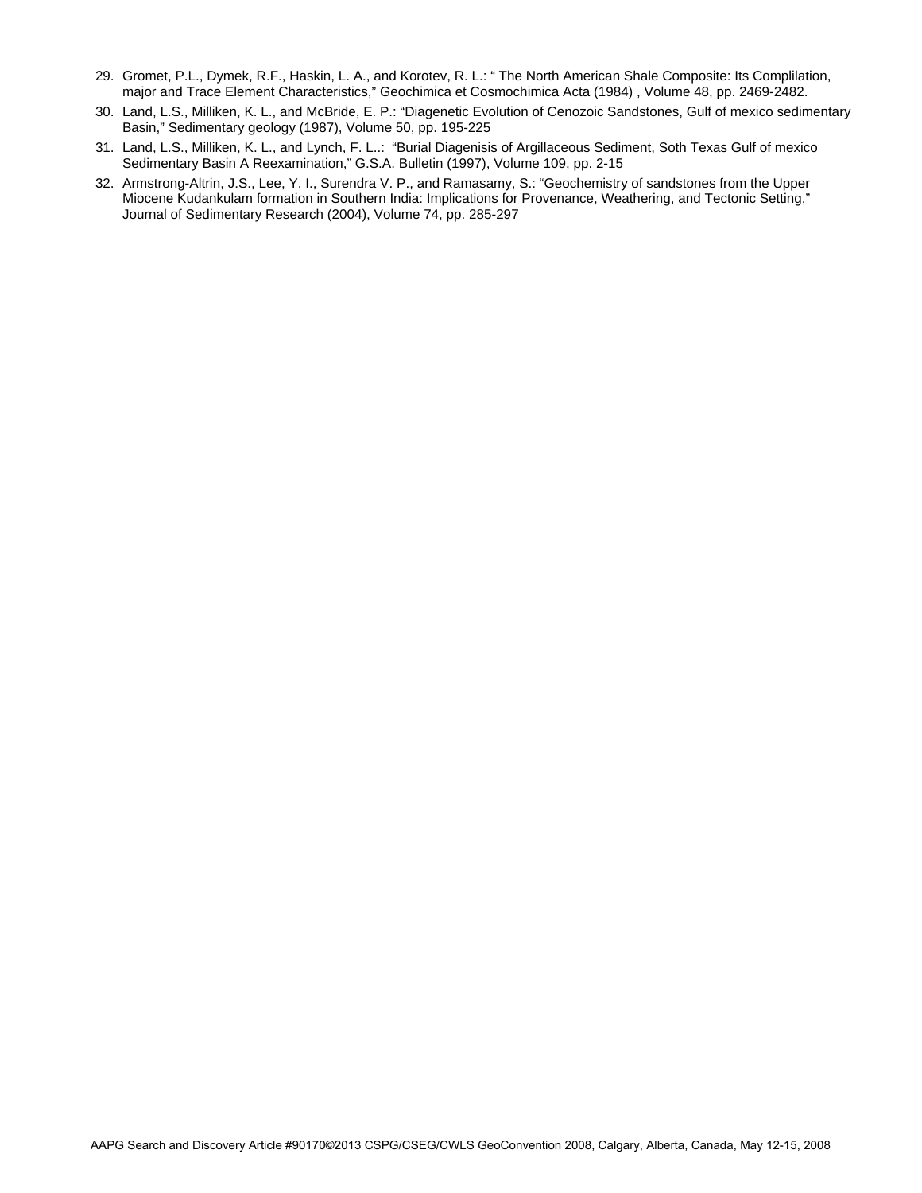29. Gromet, P.L., Dymek, R.F., Haskin, L. A., and Korotev, R. L.: " The North American Shale Composite: Its Complilation, major and Trace Element Characteristics," Geochimica et Cosmochimica Acta (1984) , Volume 48, pp. 2469-2482.
30. Land, L.S., Milliken, K. L., and McBride, E. P.: "Diagenetic Evolution of Cenozoic Sandstones, Gulf of mexico sedimentary Basin," Sedimentary geology (1987), Volume 50, pp. 195-225
31. Land, L.S., Milliken, K. L., and Lynch, F. L..: "Burial Diagenisis of Argillaceous Sediment, Soth Texas Gulf of mexico Sedimentary Basin A Reexamination," G.S.A. Bulletin (1997), Volume 109, pp. 2-15
32. Armstrong-Altrin, J.S., Lee, Y. I., Surendra V. P., and Ramasamy, S.: "Geochemistry of sandstones from the Upper Miocene Kudankulam formation in Southern India: Implications for Provenance, Weathering, and Tectonic Setting," Journal of Sedimentary Research (2004), Volume 74, pp. 285-297